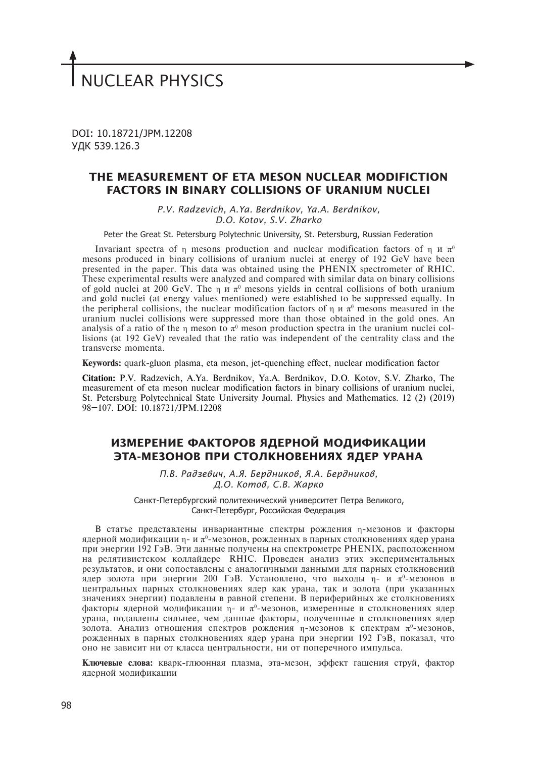# NUCLEAR PHYSICS

DOI: 10.18721/JPM.12208
УДК 539.126.3

## THE MEASUREMENT OF ETA MESON NUCLEAR MODIFICTION FACTORS IN BINARY COLLISIONS OF URANIUM NUCLEI

*P.V. Radzevich, A.Ya. Berdnikov, Ya.A. Berdnikov, D.O. Kotov, S.V. Zharko*

Peter the Great St. Petersburg Polytechnic University, St. Petersburg, Russian Federation

Invariant spectra of η mesons production and nuclear modification factors of η и $\pi^0$ mesons produced in binary collisions of uranium nuclei at energy of 192 GeV have been presented in the paper. This data was obtained using the PHENIX spectrometer of RHIC. These experimental results were analyzed and compared with similar data on binary collisions of gold nuclei at 200 GeV. The η и $\pi^0$ mesons yields in central collisions of both uranium and gold nuclei (at energy values mentioned) were established to be suppressed equally. In the peripheral collisions, the nuclear modification factors of η и $\pi^0$ mesons measured in the uranium nuclei collisions were suppressed more than those obtained in the gold ones. An analysis of a ratio of the η meson to $\pi^0$ meson production spectra in the uranium nuclei collisions (at 192 GeV) revealed that the ratio was independent of the centrality class and the transverse momenta.

**Keywords:** quark-gluon plasma, eta meson, jet-quenching effect, nuclear modification factor

**Citation:** P.V. Radzevich, A.Ya. Berdnikov, Ya.A. Berdnikov, D.O. Kotov, S.V. Zharko, The measurement of eta meson nuclear modification factors in binary collisions of uranium nuclei, St. Petersburg Polytechnical State University Journal. Physics and Mathematics. 12 (2) (2019) 98–107. DOI: 10.18721/JPM.12208

## ИЗМЕРЕНИЕ ФАКТОРОВ ЯДЕРНОЙ МОДИФИКАЦИИ ЭТА-МЕЗОНОВ ПРИ СТОЛКНОВЕНИЯХ ЯДЕР УРАНА

*П.В. Радзевич, А.Я. Бердников, Я.А. Бердников, Д.О. Котов, С.В. Жарко*

Санкт-Петербургский политехнический университет Петра Великого, Санкт-Петербург, Российская Федерация

В статье представлены инвариантные спектры рождения η-мезонов и факторы ядерной модификации η- и $\pi^0$-мезонов, рожденных в парных столкновениях ядер урана при энергии 192 ГэВ. Эти данные получены на спектрометре PHENIX, расположенном на релятивистском коллайдере RHIC. Проведен анализ этих экспериментальных результатов, и они сопоставлены с аналогичными данными для парных столкновений ядер золота при энергии 200 ГэВ. Установлено, что выходы η- и $\pi^0$-мезонов в центральных парных столкновениях ядер как урана, так и золота (при указанных значениях энергии) подавлены в равной степени. В периферийных же столкновениях факторы ядерной модификации η- и $\pi^0$-мезонов, измеренные в столкновениях ядер урана, подавлены сильнее, чем данные факторы, полученные в столкновениях ядер золота. Анализ отношения спектров рождения η-мезонов к спектрам $\pi^0$-мезонов, рожденных в парных столкновениях ядер урана при энергии 192 ГэВ, показал, что оно не зависит ни от класса центральности, ни от поперечного импульса.

**Ключевые слова:** кварк-глюонная плазма, эта-мезон, эффект гашения струй, фактор ядерной модификации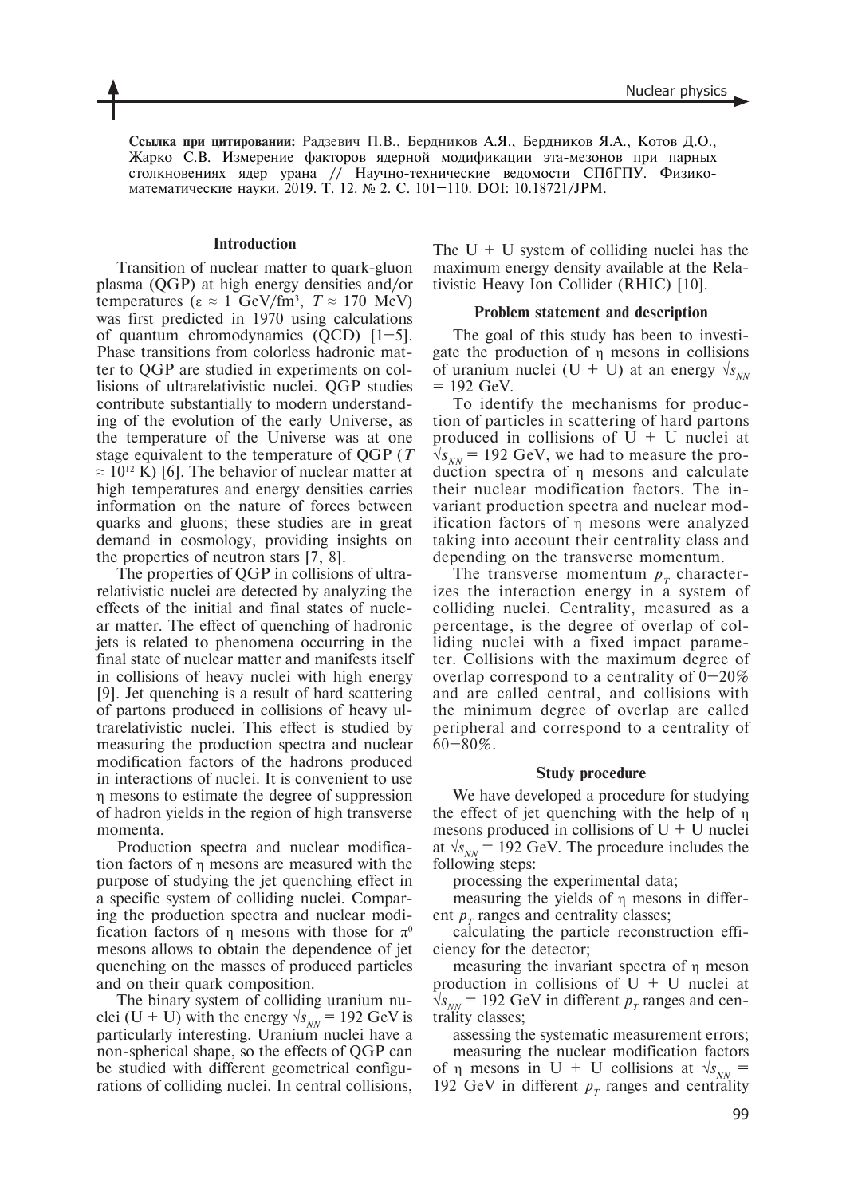**Ссылка при цитировании:** Радзевич П.В., Бердников А.Я., Бердников Я.А., Котов Д.О., Жарко С.В. Измерение факторов ядерной модификации эта-мезонов при парных столкновениях ядер урана // Научно-технические ведомости СПбГПУ. Физико-математические науки. 2019. Т. 12. № 2. С. 101–110. DOI: 10.18721/JPM.

## Introduction

Transition of nuclear matter to quark-gluon plasma (QGP) at high energy densities and/or temperatures ($\varepsilon \approx 1$ GeV/fm$^3$, $T \approx 170$ MeV) was first predicted in 1970 using calculations of quantum chromodynamics (QCD) [1–5]. Phase transitions from colorless hadronic matter to QGP are studied in experiments on collisions of ultrarelativistic nuclei. QGP studies contribute substantially to modern understanding of the evolution of the early Universe, as the temperature of the Universe was at one stage equivalent to the temperature of QGP ($T \approx 10^{12}$ K) [6]. The behavior of nuclear matter at high temperatures and energy densities carries information on the nature of forces between quarks and gluons; these studies are in great demand in cosmology, providing insights on the properties of neutron stars [7, 8].

The properties of QGP in collisions of ultrarelativistic nuclei are detected by analyzing the effects of the initial and final states of nuclear matter. The effect of quenching of hadronic jets is related to phenomena occurring in the final state of nuclear matter and manifests itself in collisions of heavy nuclei with high energy [9]. Jet quenching is a result of hard scattering of partons produced in collisions of heavy ultrarelativistic nuclei. This effect is studied by measuring the production spectra and nuclear modification factors of the hadrons produced in interactions of nuclei. It is convenient to use η mesons to estimate the degree of suppression of hadron yields in the region of high transverse momenta.

Production spectra and nuclear modification factors of η mesons are measured with the purpose of studying the jet quenching effect in a specific system of colliding nuclei. Comparing the production spectra and nuclear modification factors of η mesons with those for $\pi^0$ mesons allows to obtain the dependence of jet quenching on the masses of produced particles and on their quark composition.

The binary system of colliding uranium nuclei (U + U) with the energy $\sqrt{s_{NN}} = 192$ GeV is particularly interesting. Uranium nuclei have a non-spherical shape, so the effects of QGP can be studied with different geometrical configurations of colliding nuclei. In central collisions, The U + U system of colliding nuclei has the maximum energy density available at the Relativistic Heavy Ion Collider (RHIC) [10].

## Problem statement and description

The goal of this study has been to investigate the production of η mesons in collisions of uranium nuclei (U + U) at an energy $\sqrt{s_{NN}} = 192$ GeV.

To identify the mechanisms for production of particles in scattering of hard partons produced in collisions of U + U nuclei at $\sqrt{s_{NN}} = 192$ GeV, we had to measure the production spectra of η mesons and calculate their nuclear modification factors. The invariant production spectra and nuclear modification factors of η mesons were analyzed taking into account their centrality class and depending on the transverse momentum.

The transverse momentum $p_T$ characterizes the interaction energy in a system of colliding nuclei. Centrality, measured as a percentage, is the degree of overlap of colliding nuclei with a fixed impact parameter. Collisions with the maximum degree of overlap correspond to a centrality of 0–20% and are called central, and collisions with the minimum degree of overlap are called peripheral and correspond to a centrality of 60–80%.

## Study procedure

We have developed a procedure for studying the effect of jet quenching with the help of η mesons produced in collisions of U + U nuclei at $\sqrt{s_{NN}} = 192$ GeV. The procedure includes the following steps:

processing the experimental data;

measuring the yields of η mesons in different $p_T$ ranges and centrality classes;

calculating the particle reconstruction efficiency for the detector;

measuring the invariant spectra of η meson production in collisions of U + U nuclei at $\sqrt{s_{NN}} = 192$ GeV in different $p_T$ ranges and centrality classes;

assessing the systematic measurement errors;

measuring the nuclear modification factors of η mesons in U + U collisions at $\sqrt{s_{NN}} = 192$ GeV in different $p_T$ ranges and centrality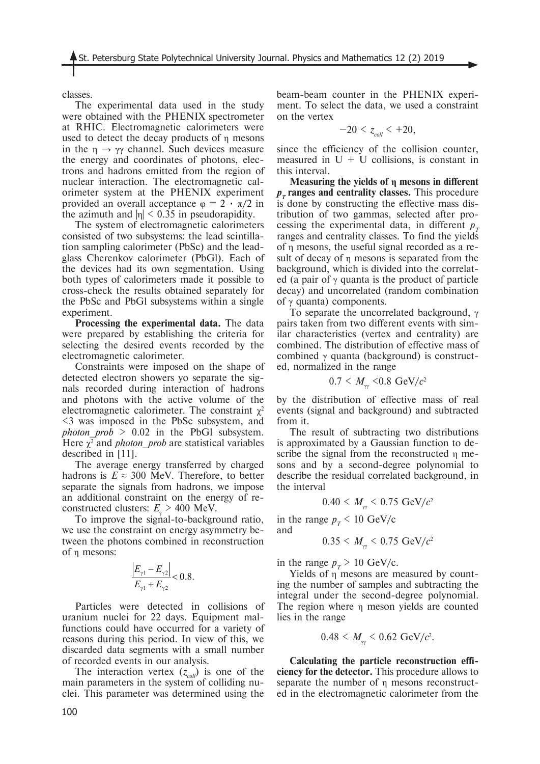classes.

The experimental data used in the study were obtained with the PHENIX spectrometer at RHIC. Electromagnetic calorimeters were used to detect the decay products of η mesons in the $\eta \to \gamma\gamma$ channel. Such devices measure the energy and coordinates of photons, electrons and hadrons emitted from the region of nuclear interaction. The electromagnetic calorimeter system at the PHENIX experiment provided an overall acceptance $\varphi = 2 \cdot \pi/2$ in the azimuth and $|\eta| < 0.35$ in pseudorapidity.

The system of electromagnetic calorimeters consisted of two subsystems: the lead scintillation sampling calorimeter (PbSc) and the lead-glass Cherenkov calorimeter (PbGl). Each of the devices had its own segmentation. Using both types of calorimeters made it possible to cross-check the results obtained separately for the PbSc and PbGl subsystems within a single experiment.

**Processing the experimental data.** The data were prepared by establishing the criteria for selecting the desired events recorded by the electromagnetic calorimeter.

Constraints were imposed on the shape of detected electron showers yo separate the signals recorded during interaction of hadrons and photons with the active volume of the electromagnetic calorimeter. The constraint $\chi^2 < 3$ was imposed in the PbSc subsystem, and *photon_prob* > 0.02 in the PbGl subsystem. Here $\chi^2$ and *photon_prob* are statistical variables described in [11].

The average energy transferred by charged hadrons is $E \approx 300$ MeV. Therefore, to better separate the signals from hadrons, we impose an additional constraint on the energy of reconstructed clusters: $E_\gamma > 400$ MeV.

To improve the signal-to-background ratio, we use the constraint on energy asymmetry between the photons combined in reconstruction of η mesons:

$$\frac{\left|E_{\gamma 1} - E_{\gamma 2}\right|}{E_{\gamma 1} + E_{\gamma 2}} < 0.8.$$

Particles were detected in collisions of uranium nuclei for 22 days. Equipment malfunctions could have occurred for a variety of reasons during this period. In view of this, we discarded data segments with a small number of recorded events in our analysis.

The interaction vertex ($z_{coll}$) is one of the main parameters in the system of colliding nuclei. This parameter was determined using the beam-beam counter in the PHENIX experiment. To select the data, we used a constraint on the vertex

$$-20 < z_{coll} < +20,$$

since the efficiency of the collision counter, measured in U + U collisions, is constant in this interval.

**Measuring the yields of η mesons in different $p_T$ ranges and centrality classes.** This procedure is done by constructing the effective mass distribution of two gammas, selected after processing the experimental data, in different $p_T$ ranges and centrality classes. To find the yields of η mesons, the useful signal recorded as a result of decay of η mesons is separated from the background, which is divided into the correlated (a pair of γ quanta is the product of particle decay) and uncorrelated (random combination of γ quanta) components.

To separate the uncorrelated background, γ pairs taken from two different events with similar characteristics (vertex and centrality) are combined. The distribution of effective mass of combined γ quanta (background) is constructed, normalized in the range

$$0.7 < M_{\gamma\gamma} < 0.8 \text{ GeV}/c^2$$

by the distribution of effective mass of real events (signal and background) and subtracted from it.

The result of subtracting two distributions is approximated by a Gaussian function to describe the signal from the reconstructed η mesons and by a second-degree polynomial to describe the residual correlated background, in the interval

$$0.40 < M_{\gamma\gamma} < 0.75 \text{ GeV}/c^2$$

in the range $p_T < 10$ GeV/c
and

$$0.35 < M_{\gamma\gamma} < 0.75 \text{ GeV}/c^2$$

in the range $p_T > 10$ GeV/c.

Yields of η mesons are measured by counting the number of samples and subtracting the integral under the second-degree polynomial. The region where η meson yields are counted lies in the range

$$0.48 < M_{\gamma\gamma} < 0.62 \text{ GeV}/c^2.$$

**Calculating the particle reconstruction efficiency for the detector.** This procedure allows to separate the number of η mesons reconstructed in the electromagnetic calorimeter from the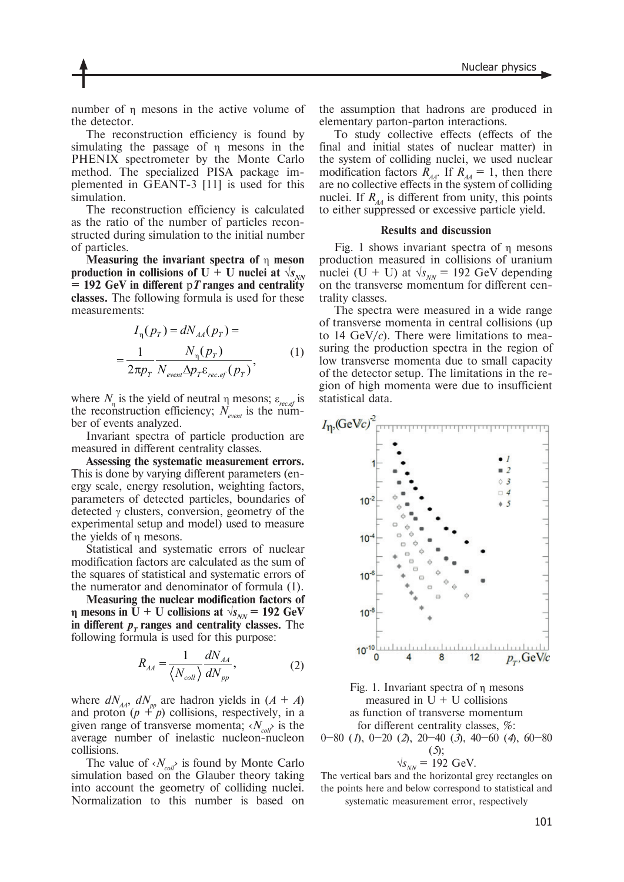number of η mesons in the active volume of the detector.

The reconstruction efficiency is found by simulating the passage of η mesons in the PHENIX spectrometer by the Monte Carlo method. The specialized PISA package implemented in GEANT-3 [11] is used for this simulation.

The reconstruction efficiency is calculated as the ratio of the number of particles reconstructed during simulation to the initial number of particles.

**Measuring the invariant spectra of η meson production in collisions of U + U nuclei at $\sqrt{s_{NN}}$ = 192 GeV in different p*T* ranges and centrality classes.** The following formula is used for these measurements:

$$I_\eta(p_T) = dN_{AA}(p_T) = \frac{1}{2\pi p_T}\frac{N_\eta(p_T)}{N_{event}\Delta p_T \varepsilon_{rec.ef}(p_T)}, \quad (1)$$

where $N_\eta$ is the yield of neutral η mesons; $\varepsilon_{rec.ef}$ is the reconstruction efficiency; $N_{event}$ is the number of events analyzed.

Invariant spectra of particle production are measured in different centrality classes.

**Assessing the systematic measurement errors.** This is done by varying different parameters (energy scale, energy resolution, weighting factors, parameters of detected particles, boundaries of detected γ clusters, conversion, geometry of the experimental setup and model) used to measure the yields of η mesons.

Statistical and systematic errors of nuclear modification factors are calculated as the sum of the squares of statistical and systematic errors of the numerator and denominator of formula (1).

**Measuring the nuclear modification factors of η mesons in U + U collisions at $\sqrt{s_{NN}}$ = 192 GeV in different $p_T$ ranges and centrality classes.** The following formula is used for this purpose:

$$R_{AA} = \frac{1}{\langle N_{coll}\rangle}\frac{dN_{AA}}{dN_{pp}}, \quad (2)$$

where $dN_{AA}$, $dN_{pp}$ are hadron yields in $(A + A)$ and proton $(p + p)$ collisions, respectively, in a given range of transverse momenta; $\langle N_{coll}\rangle$ is the average number of inelastic nucleon-nucleon collisions.

The value of $\langle N_{coll}\rangle$ is found by Monte Carlo simulation based on the Glauber theory taking into account the geometry of colliding nuclei. Normalization to this number is based on the assumption that hadrons are produced in elementary parton-parton interactions.

To study collective effects (effects of the final and initial states of nuclear matter) in the system of colliding nuclei, we used nuclear modification factors $R_{AA}$. If $R_{AA}$ = 1, then there are no collective effects in the system of colliding nuclei. If $R_{AA}$ is different from unity, this points to either suppressed or excessive particle yield.

### Results and discussion

Fig. 1 shows invariant spectra of η mesons production measured in collisions of uranium nuclei (U + U) at $\sqrt{s_{NN}}$ = 192 GeV depending on the transverse momentum for different centrality classes.

The spectra were measured in a wide range of transverse momenta in central collisions (up to 14 GeV/*c*). There were limitations to measuring the production spectra in the region of low transverse momenta due to small capacity of the detector setup. The limitations in the region of high momenta were due to insufficient statistical data.

Fig. 1. Invariant spectra of η mesons measured in U + U collisions as function of transverse momentum for different centrality classes, %: 0–80 (*1*), 0–20 (*2*), 20–40 (*3*), 40–60 (*4*), 60–80 (*5*); $\sqrt{s_{NN}}$ = 192 GeV.

The vertical bars and the horizontal grey rectangles on the points here and below correspond to statistical and systematic measurement error, respectively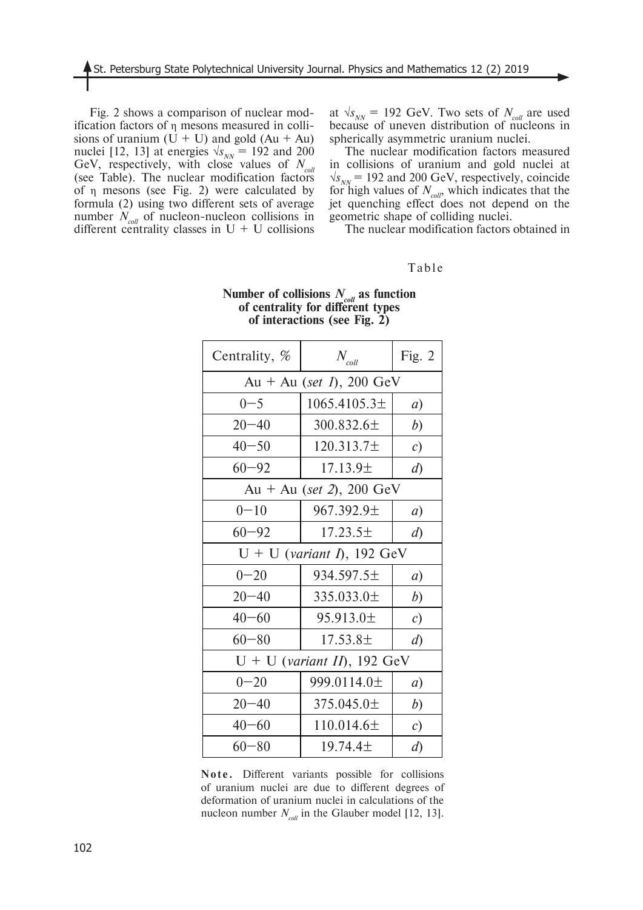Fig. 2 shows a comparison of nuclear modification factors of η mesons measured in collisions of uranium (U + U) and gold (Au + Au) nuclei [12, 13] at energies $\sqrt{s_{NN}}$ = 192 and 200 GeV, respectively, with close values of $N_{coll}$ (see Table). The nuclear modification factors of η mesons (see Fig. 2) were calculated by formula (2) using two different sets of average number $N_{coll}$ of nucleon-nucleon collisions in different centrality classes in U + U collisions at $\sqrt{s_{NN}}$ = 192 GeV. Two sets of $N_{coll}$ are used because of uneven distribution of nucleons in spherically asymmetric uranium nuclei.

The nuclear modification factors measured in collisions of uranium and gold nuclei at $\sqrt{s_{NN}}$ = 192 and 200 GeV, respectively, coincide for high values of $N_{coll}$, which indicates that the jet quenching effect does not depend on the geometric shape of colliding nuclei.

The nuclear modification factors obtained in

Table

**Number of collisions $N_{coll}$ as function of centrality for different types of interactions (see Fig. 2)**

| Centrality, % | $N_{coll}$ | Fig. 2 |
|---|---|---|
| Au + Au (*set 1*), 200 GeV | | |
| 0–5 | 1065.4105.3± | *a*) |
| 20–40 | 300.832.6± | *b*) |
| 40–50 | 120.313.7± | *c*) |
| 60–92 | 17.13.9± | *d*) |
| Au + Au (*set 2*), 200 GeV | | |
| 0–10 | 967.392.9± | *a*) |
| 60–92 | 17.23.5± | *d*) |
| U + U (*variant I*), 192 GeV | | |
| 0–20 | 934.597.5± | *a*) |
| 20–40 | 335.033.0± | *b*) |
| 40–60 | 95.913.0± | *c*) |
| 60–80 | 17.53.8± | *d*) |
| U + U (*variant II*), 192 GeV | | |
| 0–20 | 999.0114.0± | *a*) |
| 20–40 | 375.045.0± | *b*) |
| 40–60 | 110.014.6± | *c*) |
| 60–80 | 19.74.4± | *d*) |

**Note.** Different variants possible for collisions of uranium nuclei are due to different degrees of deformation of uranium nuclei in calculations of the nucleon number $N_{coll}$ in the Glauber model [12, 13].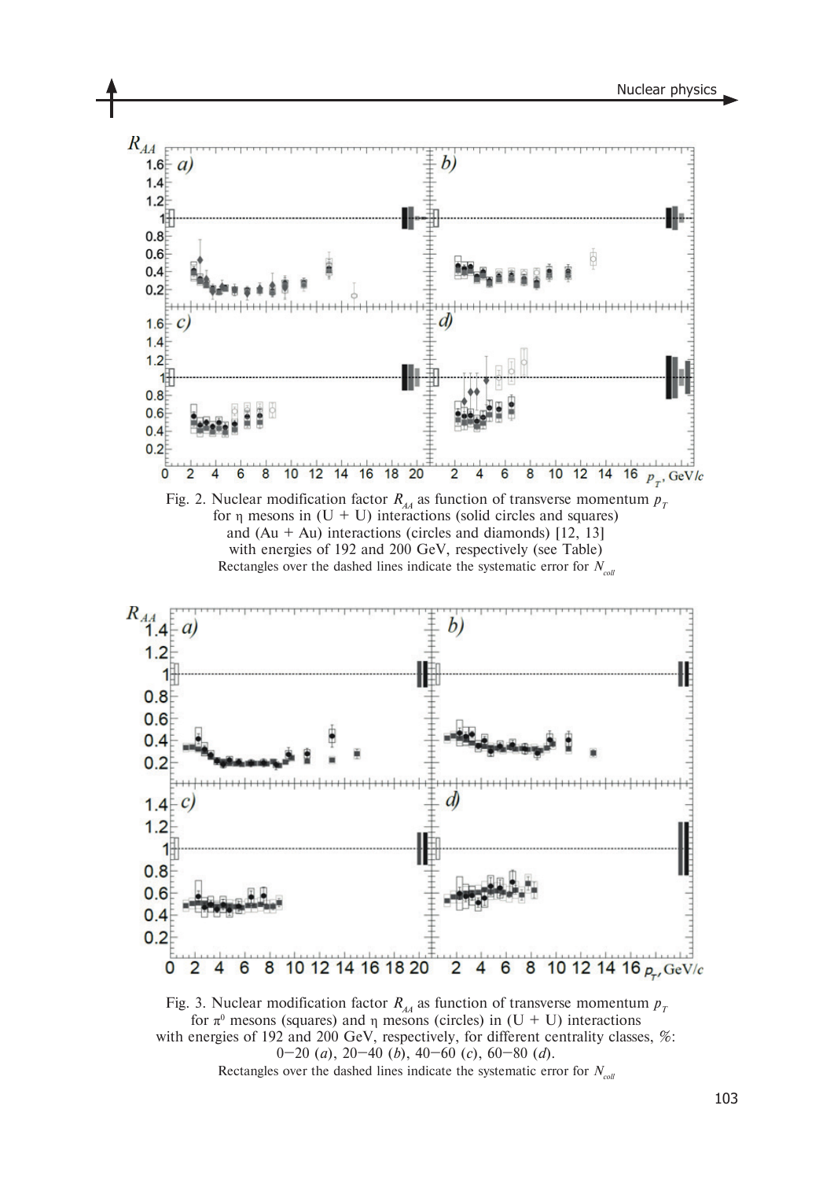Fig. 2. Nuclear modification factor $R_{AA}$ as function of transverse momentum $p_T$ for η mesons in (U + U) interactions (solid circles and squares) and (Au + Au) interactions (circles and diamonds) [12, 13] with energies of 192 and 200 GeV, respectively (see Table)

Rectangles over the dashed lines indicate the systematic error for $N_{coll}$

Fig. 3. Nuclear modification factor $R_{AA}$ as function of transverse momentum $p_T$ for $\pi^0$ mesons (squares) and η mesons (circles) in (U + U) interactions with energies of 192 and 200 GeV, respectively, for different centrality classes, %: 0–20 (*a*), 20–40 (*b*), 40–60 (*c*), 60–80 (*d*).

Rectangles over the dashed lines indicate the systematic error for $N_{coll}$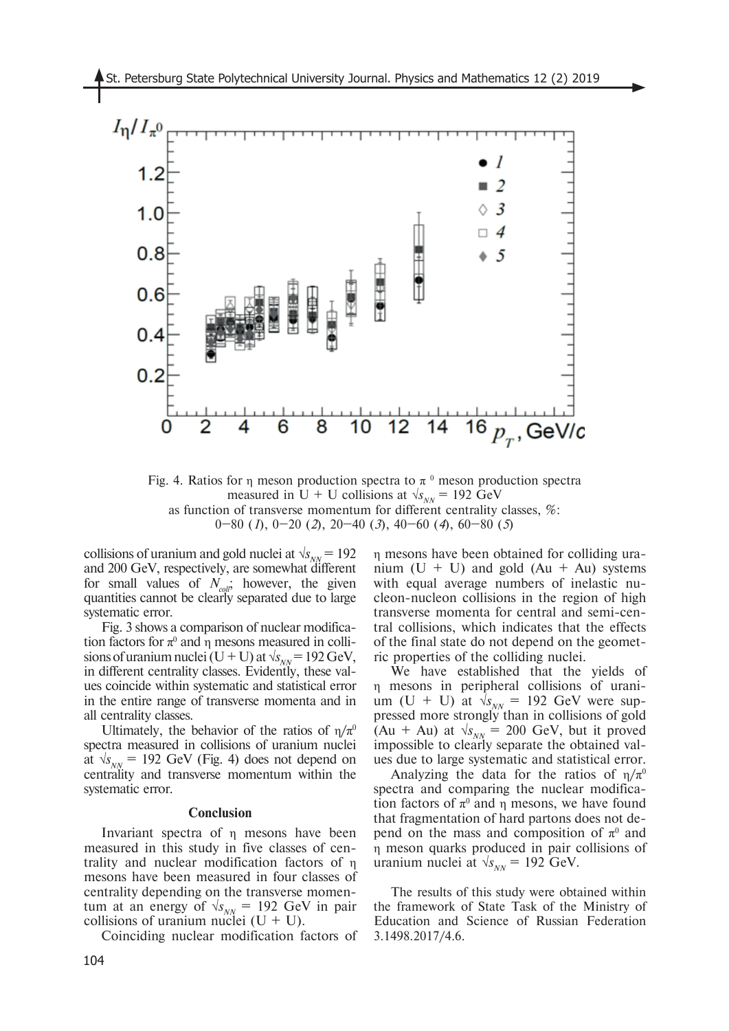Fig. 4. Ratios for η meson production spectra to $\pi^0$ meson production spectra measured in U + U collisions at $\sqrt{s_{NN}}$ = 192 GeV as function of transverse momentum for different centrality classes, %: 0–80 (*1*), 0–20 (*2*), 20–40 (*3*), 40–60 (*4*), 60–80 (*5*)

collisions of uranium and gold nuclei at $\sqrt{s_{NN}}$ = 192 and 200 GeV, respectively, are somewhat different for small values of $N_{coll}$; however, the given quantities cannot be clearly separated due to large systematic error.

Fig. 3 shows a comparison of nuclear modification factors for $\pi^0$ and η mesons measured in collisions of uranium nuclei (U + U) at $\sqrt{s_{NN}}$ = 192 GeV, in different centrality classes. Evidently, these values coincide within systematic and statistical error in the entire range of transverse momenta and in all centrality classes.

Ultimately, the behavior of the ratios of $\eta/\pi^0$ spectra measured in collisions of uranium nuclei at $\sqrt{s_{NN}}$ = 192 GeV (Fig. 4) does not depend on centrality and transverse momentum within the systematic error.

## Conclusion

Invariant spectra of η mesons have been measured in this study in five classes of centrality and nuclear modification factors of η mesons have been measured in four classes of centrality depending on the transverse momentum at an energy of $\sqrt{s_{NN}}$ = 192 GeV in pair collisions of uranium nuclei (U + U).

Coinciding nuclear modification factors of η mesons have been obtained for colliding uranium (U + U) and gold (Au + Au) systems with equal average numbers of inelastic nucleon-nucleon collisions in the region of high transverse momenta for central and semi-central collisions, which indicates that the effects of the final state do not depend on the geometric properties of the colliding nuclei.

We have established that the yields of η mesons in peripheral collisions of uranium (U + U) at $\sqrt{s_{NN}}$ = 192 GeV were suppressed more strongly than in collisions of gold (Au + Au) at $\sqrt{s_{NN}}$ = 200 GeV, but it proved impossible to clearly separate the obtained values due to large systematic and statistical error.

Analyzing the data for the ratios of $\eta/\pi^0$ spectra and comparing the nuclear modification factors of $\pi^0$ and η mesons, we have found that fragmentation of hard partons does not depend on the mass and composition of $\pi^0$ and η meson quarks produced in pair collisions of uranium nuclei at $\sqrt{s_{NN}}$ = 192 GeV.

The results of this study were obtained within the framework of State Task of the Ministry of Education and Science of Russian Federation 3.1498.2017/4.6.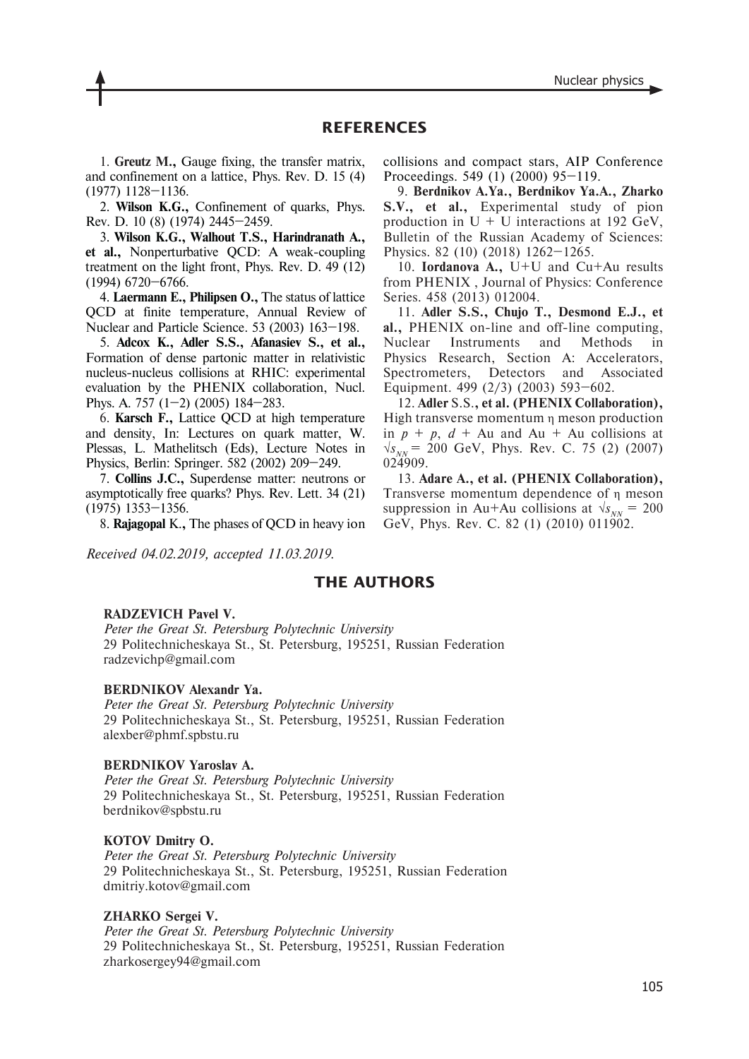## REFERENCES

1. **Greutz M.,** Gauge fixing, the transfer matrix, and confinement on a lattice, Phys. Rev. D. 15 (4) (1977) 1128–1136.

2. **Wilson K.G.,** Confinement of quarks, Phys. Rev. D. 10 (8) (1974) 2445–2459.

3. **Wilson K.G., Walhout T.S., Harindranath A., et al.,** Nonperturbative QCD: A weak-coupling treatment on the light front, Phys. Rev. D. 49 (12) (1994) 6720–6766.

4. **Laermann E., Philipsen O.,** The status of lattice QCD at finite temperature, Annual Review of Nuclear and Particle Science. 53 (2003) 163–198.

5. **Adcox K., Adler S.S., Afanasiev S., et al.,** Formation of dense partonic matter in relativistic nucleus-nucleus collisions at RHIC: experimental evaluation by the PHENIX collaboration, Nucl. Phys. A. 757 (1–2) (2005) 184–283.

6. **Karsch F.,** Lattice QCD at high temperature and density, In: Lectures on quark matter, W. Plessas, L. Mathelitsch (Eds), Lecture Notes in Physics, Berlin: Springer. 582 (2002) 209–249.

7. **Collins J.C.,** Superdense matter: neutrons or asymptotically free quarks? Phys. Rev. Lett. 34 (21) (1975) 1353–1356.

8. **Rajagopal** K.**,** The phases of QCD in heavy ion collisions and compact stars, AIP Conference Proceedings. 549 (1) (2000) 95–119.

9. **Berdnikov A.Ya., Berdnikov Ya.A., Zharko S.V., et al.,** Experimental study of pion production in U + U interactions at 192 GeV, Bulletin of the Russian Academy of Sciences: Physics. 82 (10) (2018) 1262–1265.

10. **Iordanova A.,** U+U and Cu+Au results from PHENIX , Journal of Physics: Conference Series. 458 (2013) 012004.

11. **Adler S.S., Chujo T., Desmond E.J., et al.,** PHENIX on-line and off-line computing, Nuclear Instruments and Methods in Physics Research, Section A: Accelerators, Spectrometers, Detectors and Associated Equipment. 499 (2/3) (2003) 593–602.

12. **Adler** S.S.**, et al. (PHENIX Collaboration),** High transverse momentum η meson production in $p$ + $p$, $d$ + Au and Au + Au collisions at $\sqrt{s_{NN}}$ = 200 GeV, Phys. Rev. C. 75 (2) (2007) 024909.

13. **Adare A., et al. (PHENIX Collaboration),** Transverse momentum dependence of η meson suppression in Au+Au collisions at $\sqrt{s_{NN}}$ = 200 GeV, Phys. Rev. C. 82 (1) (2010) 011902.

*Received 04.02.2019, accepted 11.03.2019.*

## THE AUTHORS

**RADZEVICH Pavel V.**
*Peter the Great St. Petersburg Polytechnic University*
29 Politechnicheskaya St., St. Petersburg, 195251, Russian Federation
radzevichp@gmail.com

**BERDNIKOV Alexandr Ya.**
*Peter the Great St. Petersburg Polytechnic University*
29 Politechnicheskaya St., St. Petersburg, 195251, Russian Federation
alexber@phmf.spbstu.ru

**BERDNIKOV Yaroslav A.**
*Peter the Great St. Petersburg Polytechnic University*
29 Politechnicheskaya St., St. Petersburg, 195251, Russian Federation
berdnikov@spbstu.ru

**KOTOV Dmitry O.**
*Peter the Great St. Petersburg Polytechnic University*
29 Politechnicheskaya St., St. Petersburg, 195251, Russian Federation
dmitriy.kotov@gmail.com

**ZHARKO Sergei V.**
*Peter the Great St. Petersburg Polytechnic University*
29 Politechnicheskaya St., St. Petersburg, 195251, Russian Federation
zharkosergey94@gmail.com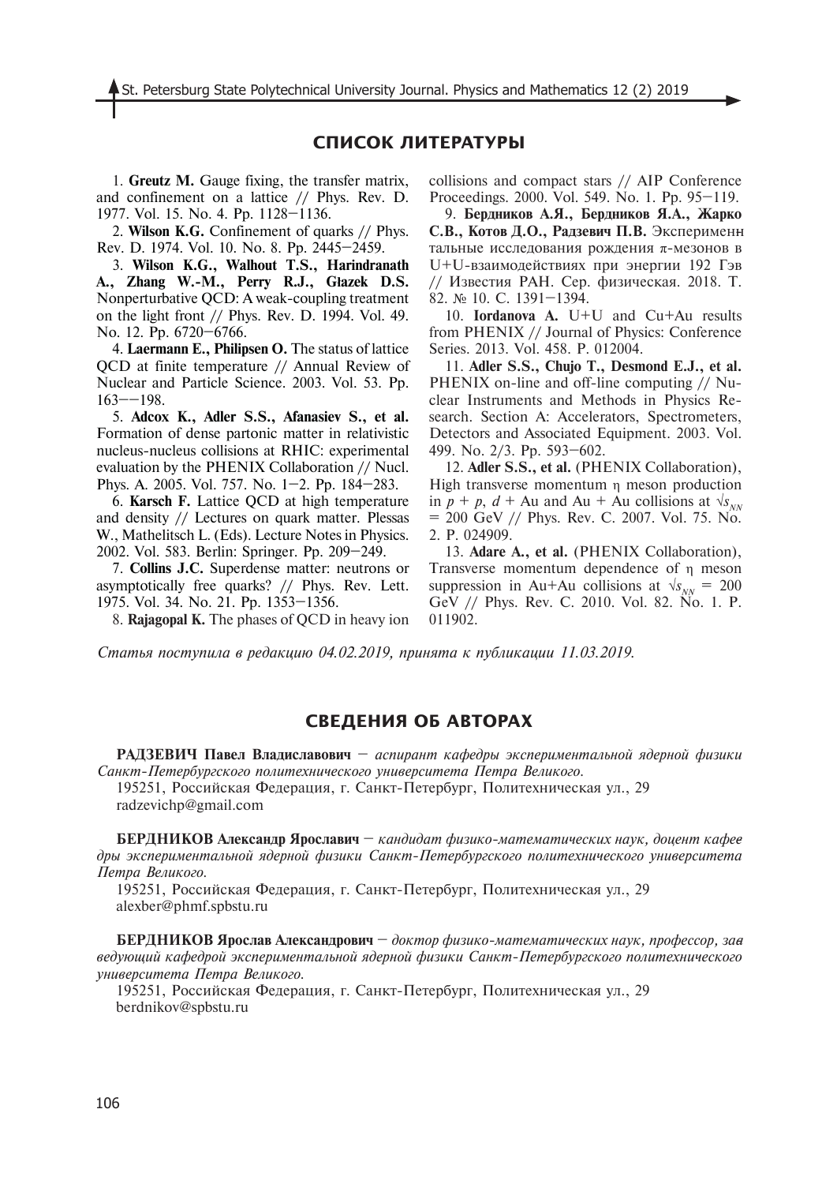## СПИСОК ЛИТЕРАТУРЫ

1. **Greutz M.** Gauge fixing, the transfer matrix, and confinement on a lattice // Phys. Rev. D. 1977. Vol. 15. No. 4. Pp. 1128–1136.

2. **Wilson K.G.** Confinement of quarks // Phys. Rev. D. 1974. Vol. 10. No. 8. Pp. 2445–2459.

3. **Wilson K.G., Walhout T.S., Harindranath A., Zhang W.-M., Perry R.J., Głazek D.S.** Nonperturbative QCD: A weak-coupling treatment on the light front // Phys. Rev. D. 1994. Vol. 49. No. 12. Pp. 6720–6766.

4. **Laermann E., Philipsen O.** The status of lattice QCD at finite temperature // Annual Review of Nuclear and Particle Science. 2003. Vol. 53. Pp. 163––198.

5. **Adcox K., Adler S.S., Afanasiev S., et al.** Formation of dense partonic matter in relativistic nucleus-nucleus collisions at RHIC: experimental evaluation by the PHENIX Collaboration // Nucl. Phys. A. 2005. Vol. 757. No. 1–2. Pp. 184–283.

6. **Karsch F.** Lattice QCD at high temperature and density // Lectures on quark matter. Plessas W., Mathelitsch L. (Eds). Lecture Notes in Physics. 2002. Vol. 583. Berlin: Springer. Pp. 209–249.

7. **Collins J.C.** Superdense matter: neutrons or asymptotically free quarks? // Phys. Rev. Lett. 1975. Vol. 34. No. 21. Pp. 1353–1356.

8. **Rajagopal K.** The phases of QCD in heavy ion collisions and compact stars // AIP Conference Proceedings. 2000. Vol. 549. No. 1. Pp. 95–119.

9. **Бердников А.Я., Бердников Я.А., Жарко С.В., Котов Д.О., Радзевич П.В.** Экспериментальные исследования рождения π-мезонов в U+U-взаимодействиях при энергии 192 Гэв // Известия РАН. Сер. физическая. 2018. Т. 82. № 10. С. 1391–1394.

10. **Iordanova A.** U+U and Cu+Au results from PHENIX // Journal of Physics: Conference Series. 2013. Vol. 458. P. 012004.

11. **Adler S.S., Chujo T., Desmond E.J., et al.** PHENIX on-line and off-line computing // Nuclear Instruments and Methods in Physics Research. Section A: Accelerators, Spectrometers, Detectors and Associated Equipment. 2003. Vol. 499. No. 2/3. Pp. 593–602.

12. **Adler S.S., et al.** (PHENIX Collaboration), High transverse momentum η meson production in $p + p$, $d$ + Au and Au + Au collisions at $\sqrt{s_{NN}}$ = 200 GeV // Phys. Rev. C. 2007. Vol. 75. No. 2. P. 024909.

13. **Adare A., et al.** (PHENIX Collaboration), Transverse momentum dependence of η meson suppression in Au+Au collisions at $\sqrt{s_{NN}}$ = 200 GeV // Phys. Rev. C. 2010. Vol. 82. No. 1. P. 011902.

*Статья поступила в редакцию 04.02.2019, принята к публикации 11.03.2019.*

## СВЕДЕНИЯ ОБ АВТОРАХ

**РАДЗЕВИЧ Павел Владиславович** – *аспирант кафедры экспериментальной ядерной физики Санкт-Петербургского политехнического университета Петра Великого.*

195251, Российская Федерация, г. Санкт-Петербург, Политехническая ул., 29
radzevichp@gmail.com

**БЕРДНИКОВ Александр Ярославич** – *кандидат физико-математических наук, доцент кафедры экспериментальной ядерной физики Санкт-Петербургского политехнического университета Петра Великого.*

195251, Российская Федерация, г. Санкт-Петербург, Политехническая ул., 29
alexber@phmf.spbstu.ru

**БЕРДНИКОВ Ярослав Александрович** – *доктор физико-математических наук, профессор, заведующий кафедрой экспериментальной ядерной физики Санкт-Петербургского политехнического университета Петра Великого.*

195251, Российская Федерация, г. Санкт-Петербург, Политехническая ул., 29
berdnikov@spbstu.ru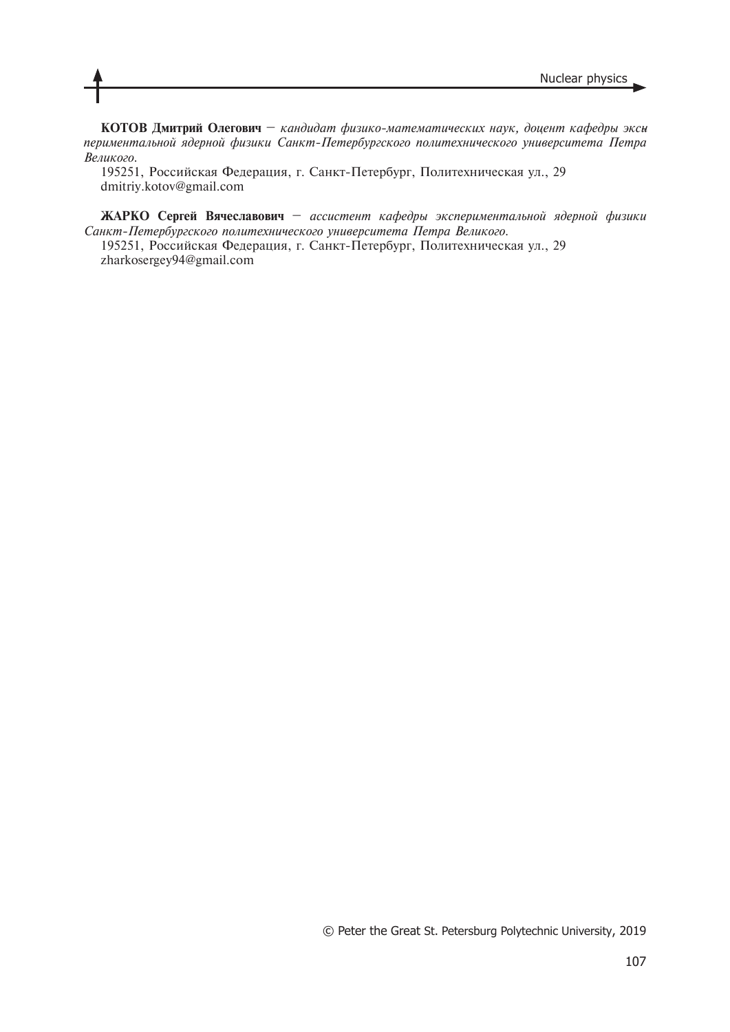**КОТОВ Дмитрий Олегович** – *кандидат физико-математических наук, доцент кафедры экспериментальной ядерной физики Санкт-Петербургского политехнического университета Петра Великого.*

195251, Российская Федерация, г. Санкт-Петербург, Политехническая ул., 29
dmitriy.kotov@gmail.com

**ЖАРКО Сергей Вячеславович** – *ассистент кафедры экспериментальной ядерной физики Санкт-Петербургского политехнического университета Петра Великого.*

195251, Российская Федерация, г. Санкт-Петербург, Политехническая ул., 29
zharkosergey94@gmail.com

© Peter the Great St. Petersburg Polytechnic University, 2019